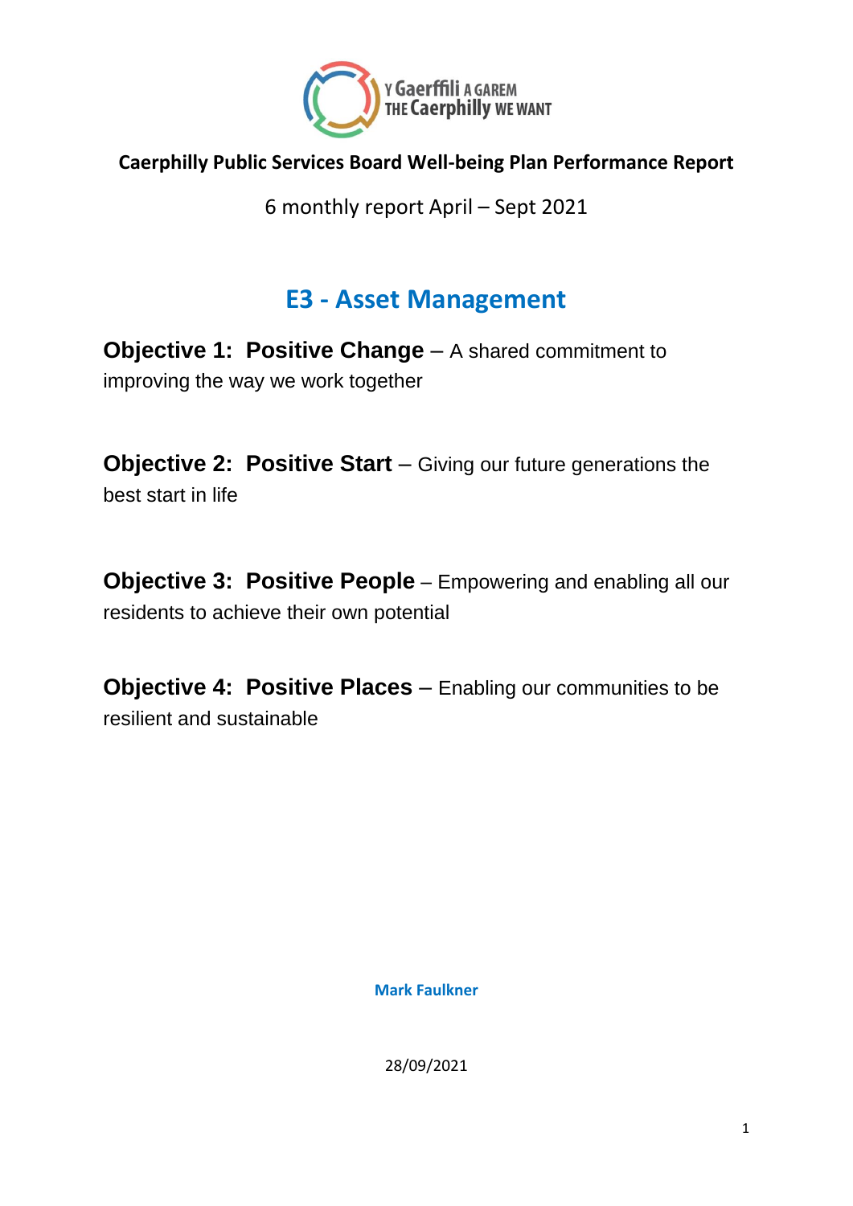Y Gaerffili A GAREM
THE Caerphilly WE WANT

**Caerphilly Public Services Board Well-being Plan Performance Report**

6 monthly report April – Sept 2021

# E3 - Asset Management

**Objective 1: Positive Change** – A shared commitment to improving the way we work together

**Objective 2: Positive Start** – Giving our future generations the best start in life

**Objective 3: Positive People** – Empowering and enabling all our residents to achieve their own potential

**Objective 4: Positive Places** – Enabling our communities to be resilient and sustainable

**Mark Faulkner**

28/09/2021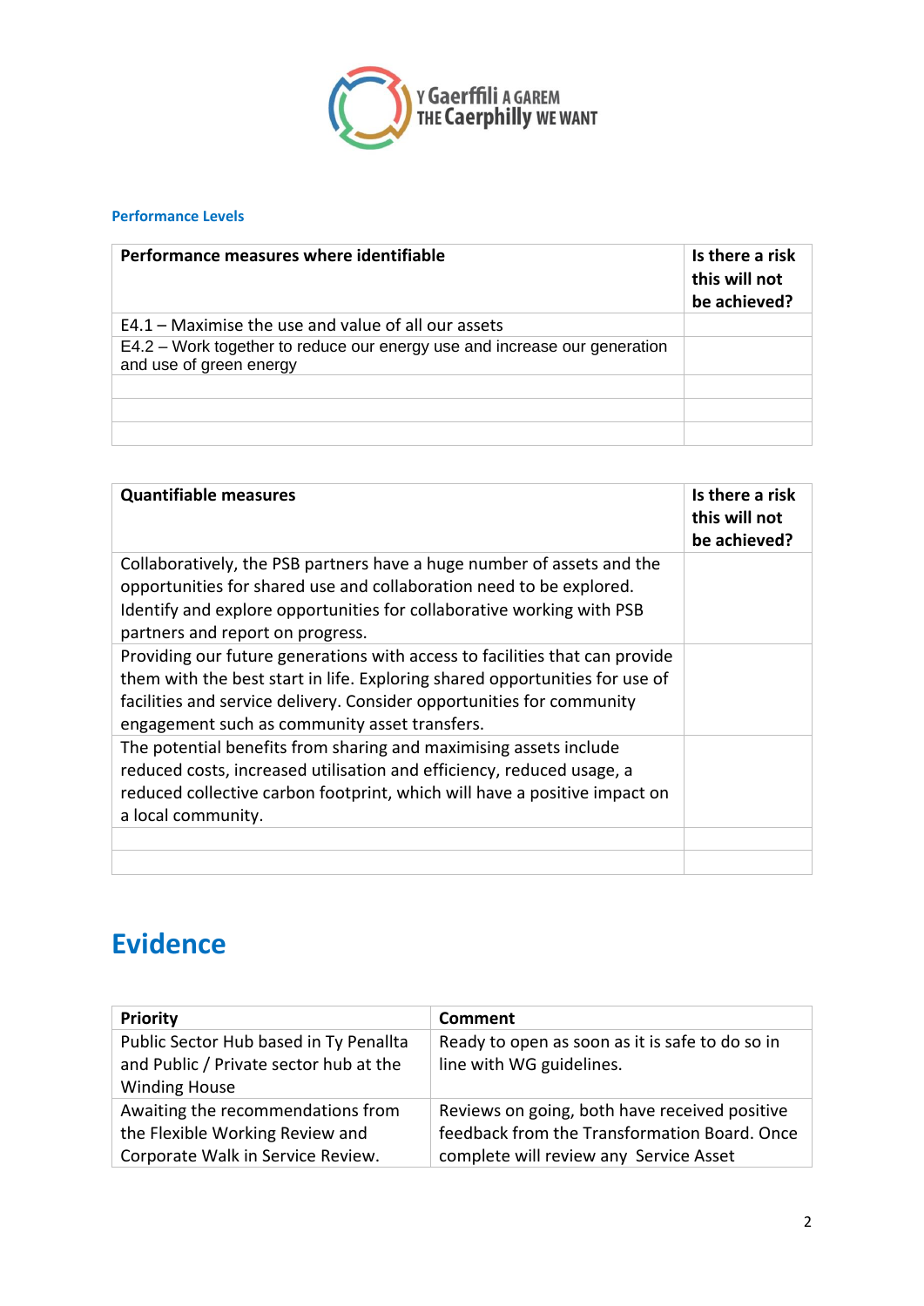Y Gaerffili A GAREM
THE Caerphilly WE WANT

### Performance Levels

| Performance measures where identifiable | Is there a risk this will not be achieved? |
|---|---|
| E4.1 – Maximise the use and value of all our assets | |
| E4.2 – Work together to reduce our energy use and increase our generation and use of green energy | |
| | |
| | |
| | |

| Quantifiable measures | Is there a risk this will not be achieved? |
|---|---|
| Collaboratively, the PSB partners have a huge number of assets and the opportunities for shared use and collaboration need to be explored. Identify and explore opportunities for collaborative working with PSB partners and report on progress. | |
| Providing our future generations with access to facilities that can provide them with the best start in life. Exploring shared opportunities for use of facilities and service delivery. Consider opportunities for community engagement such as community asset transfers. | |
| The potential benefits from sharing and maximising assets include reduced costs, increased utilisation and efficiency, reduced usage, a reduced collective carbon footprint, which will have a positive impact on a local community. | |
| | |
| | |

# Evidence

| Priority | Comment |
|---|---|
| Public Sector Hub based in Ty Penallta and Public / Private sector hub at the Winding House | Ready to open as soon as it is safe to do so in line with WG guidelines. |
| Awaiting the recommendations from the Flexible Working Review and Corporate Walk in Service Review. | Reviews on going, both have received positive feedback from the Transformation Board. Once complete will review any Service Asset |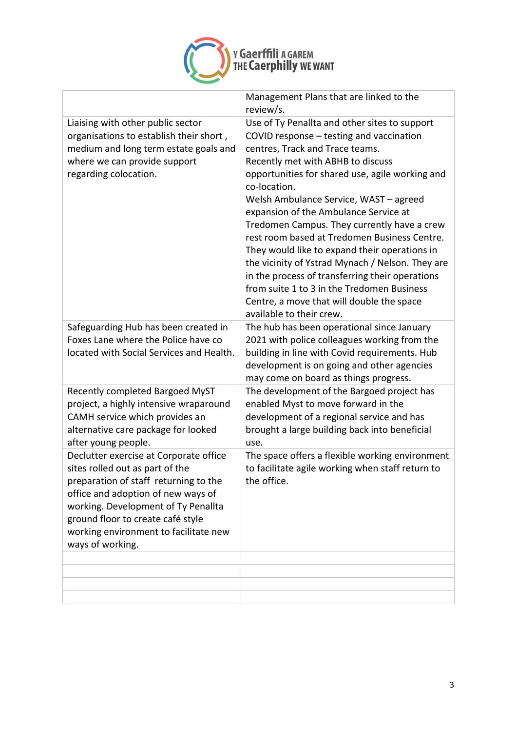| | |
|---|---|
| | Management Plans that are linked to the review/s. |
| Liaising with other public sector organisations to establish their short , medium and long term estate goals and where we can provide support regarding colocation. | Use of Ty Penallta and other sites to support COVID response – testing and vaccination centres, Track and Trace teams. Recently met with ABHB to discuss opportunities for shared use, agile working and co-location. Welsh Ambulance Service, WAST – agreed expansion of the Ambulance Service at Tredomen Campus. They currently have a crew rest room based at Tredomen Business Centre. They would like to expand their operations in the vicinity of Ystrad Mynach / Nelson. They are in the process of transferring their operations from suite 1 to 3 in the Tredomen Business Centre, a move that will double the space available to their crew. |
| Safeguarding Hub has been created in Foxes Lane where the Police have co located with Social Services and Health. | The hub has been operational since January 2021 with police colleagues working from the building in line with Covid requirements. Hub development is on going and other agencies may come on board as things progress. |
| Recently completed Bargoed MyST project, a highly intensive wraparound CAMH service which provides an alternative care package for looked after young people. | The development of the Bargoed project has enabled Myst to move forward in the development of a regional service and has brought a large building back into beneficial use. |
| Declutter exercise at Corporate office sites rolled out as part of the preparation of staff returning to the office and adoption of new ways of working. Development of Ty Penallta ground floor to create café style working environment to facilitate new ways of working. | The space offers a flexible working environment to facilitate agile working when staff return to the office. |
| | |
| | |
| | |
| | |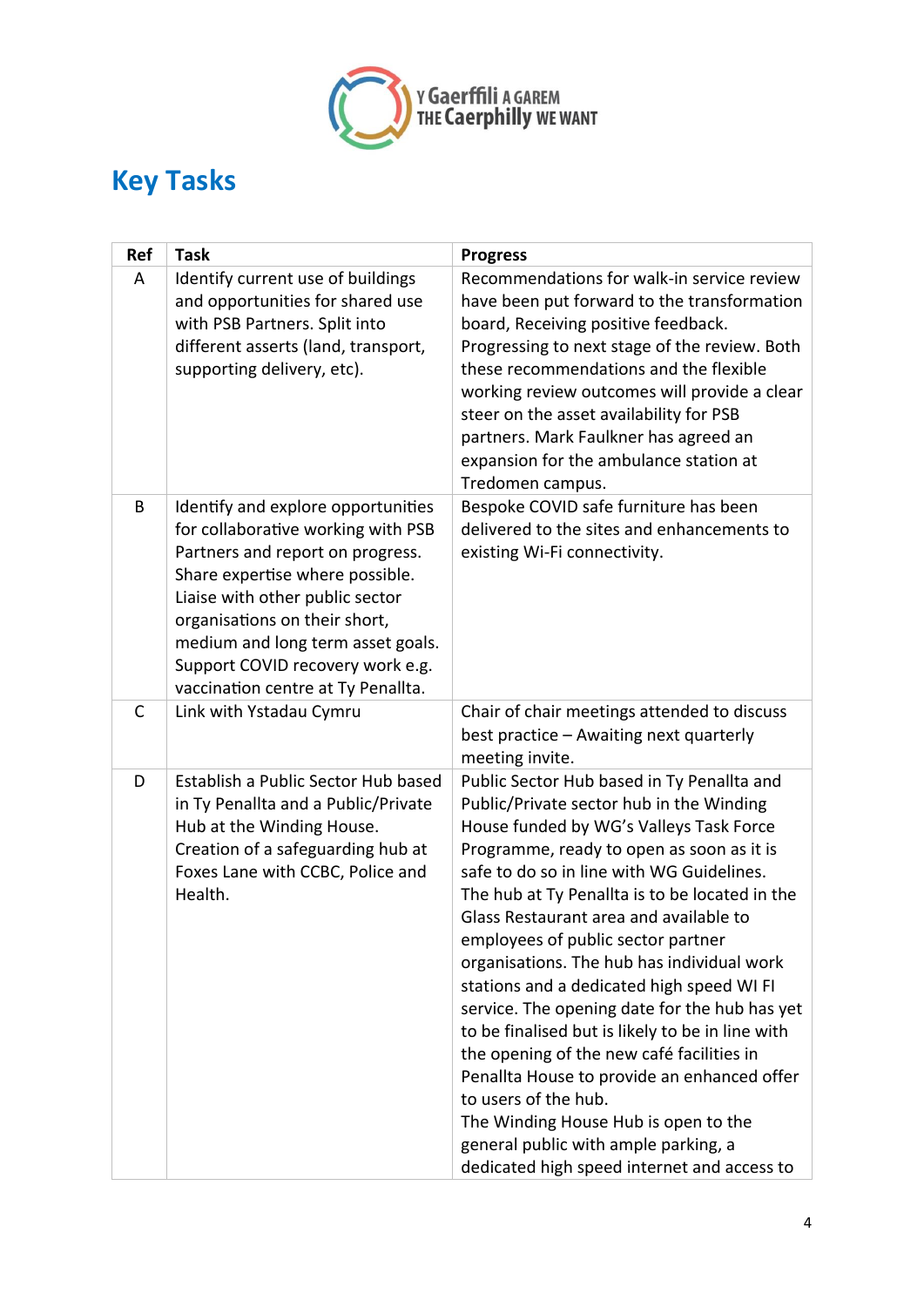# Key Tasks

| Ref | Task | Progress |
|---|---|---|
| A | Identify current use of buildings and opportunities for shared use with PSB Partners. Split into different asserts (land, transport, supporting delivery, etc). | Recommendations for walk-in service review have been put forward to the transformation board, Receiving positive feedback. Progressing to next stage of the review. Both these recommendations and the flexible working review outcomes will provide a clear steer on the asset availability for PSB partners. Mark Faulkner has agreed an expansion for the ambulance station at Tredomen campus. |
| B | Identify and explore opportunities for collaborative working with PSB Partners and report on progress. Share expertise where possible. Liaise with other public sector organisations on their short, medium and long term asset goals. Support COVID recovery work e.g. vaccination centre at Ty Penallta. | Bespoke COVID safe furniture has been delivered to the sites and enhancements to existing Wi-Fi connectivity. |
| C | Link with Ystadau Cymru | Chair of chair meetings attended to discuss best practice – Awaiting next quarterly meeting invite. |
| D | Establish a Public Sector Hub based in Ty Penallta and a Public/Private Hub at the Winding House. Creation of a safeguarding hub at Foxes Lane with CCBC, Police and Health. | Public Sector Hub based in Ty Penallta and Public/Private sector hub in the Winding House funded by WG's Valleys Task Force Programme, ready to open as soon as it is safe to do so in line with WG Guidelines. The hub at Ty Penallta is to be located in the Glass Restaurant area and available to employees of public sector partner organisations. The hub has individual work stations and a dedicated high speed WI FI service. The opening date for the hub has yet to be finalised but is likely to be in line with the opening of the new café facilities in Penallta House to provide an enhanced offer to users of the hub.<br>The Winding House Hub is open to the general public with ample parking, a dedicated high speed internet and access to |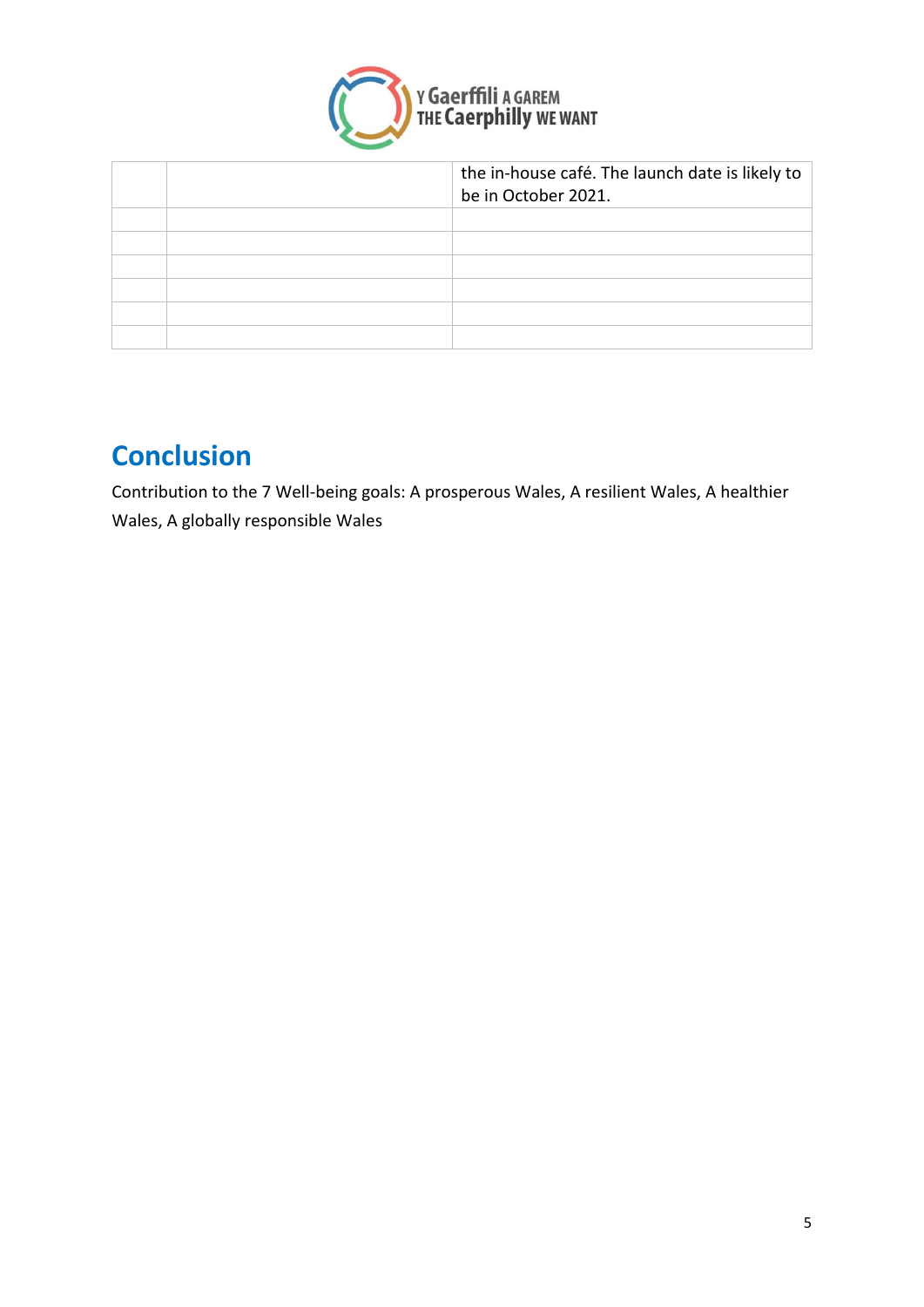| | | |
|---|---|---|
| | | the in-house café. The launch date is likely to be in October 2021. |
| | | |
| | | |
| | | |
| | | |
| | | |
| | | |

## Conclusion

Contribution to the 7 Well-being goals: A prosperous Wales, A resilient Wales, A healthier Wales, A globally responsible Wales